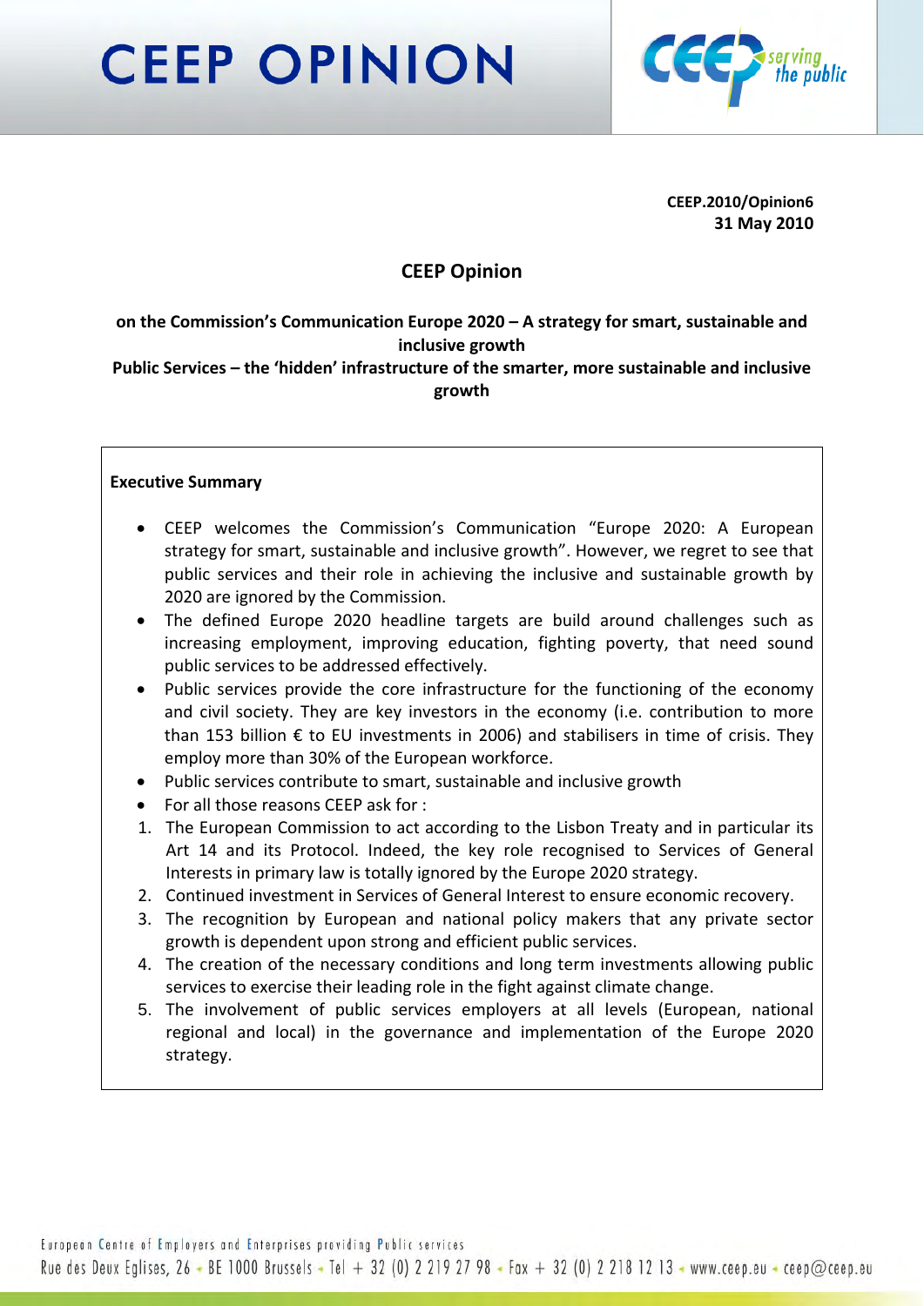# CEEP OPINION

**CEEP.2010/Opinion6**
**31 May 2010**

## CEEP Opinion

**on the Commission's Communication Europe 2020 – A strategy for smart, sustainable and inclusive growth**
**Public Services – the 'hidden' infrastructure of the smarter, more sustainable and inclusive growth**

**Executive Summary**

- CEEP welcomes the Commission's Communication "Europe 2020: A European strategy for smart, sustainable and inclusive growth". However, we regret to see that public services and their role in achieving the inclusive and sustainable growth by 2020 are ignored by the Commission.
- The defined Europe 2020 headline targets are build around challenges such as increasing employment, improving education, fighting poverty, that need sound public services to be addressed effectively.
- Public services provide the core infrastructure for the functioning of the economy and civil society. They are key investors in the economy (i.e. contribution to more than 153 billion € to EU investments in 2006) and stabilisers in time of crisis. They employ more than 30% of the European workforce.
- Public services contribute to smart, sustainable and inclusive growth
- For all those reasons CEEP ask for :

1. The European Commission to act according to the Lisbon Treaty and in particular its Art 14 and its Protocol. Indeed, the key role recognised to Services of General Interests in primary law is totally ignored by the Europe 2020 strategy.
2. Continued investment in Services of General Interest to ensure economic recovery.
3. The recognition by European and national policy makers that any private sector growth is dependent upon strong and efficient public services.
4. The creation of the necessary conditions and long term investments allowing public services to exercise their leading role in the fight against climate change.
5. The involvement of public services employers at all levels (European, national regional and local) in the governance and implementation of the Europe 2020 strategy.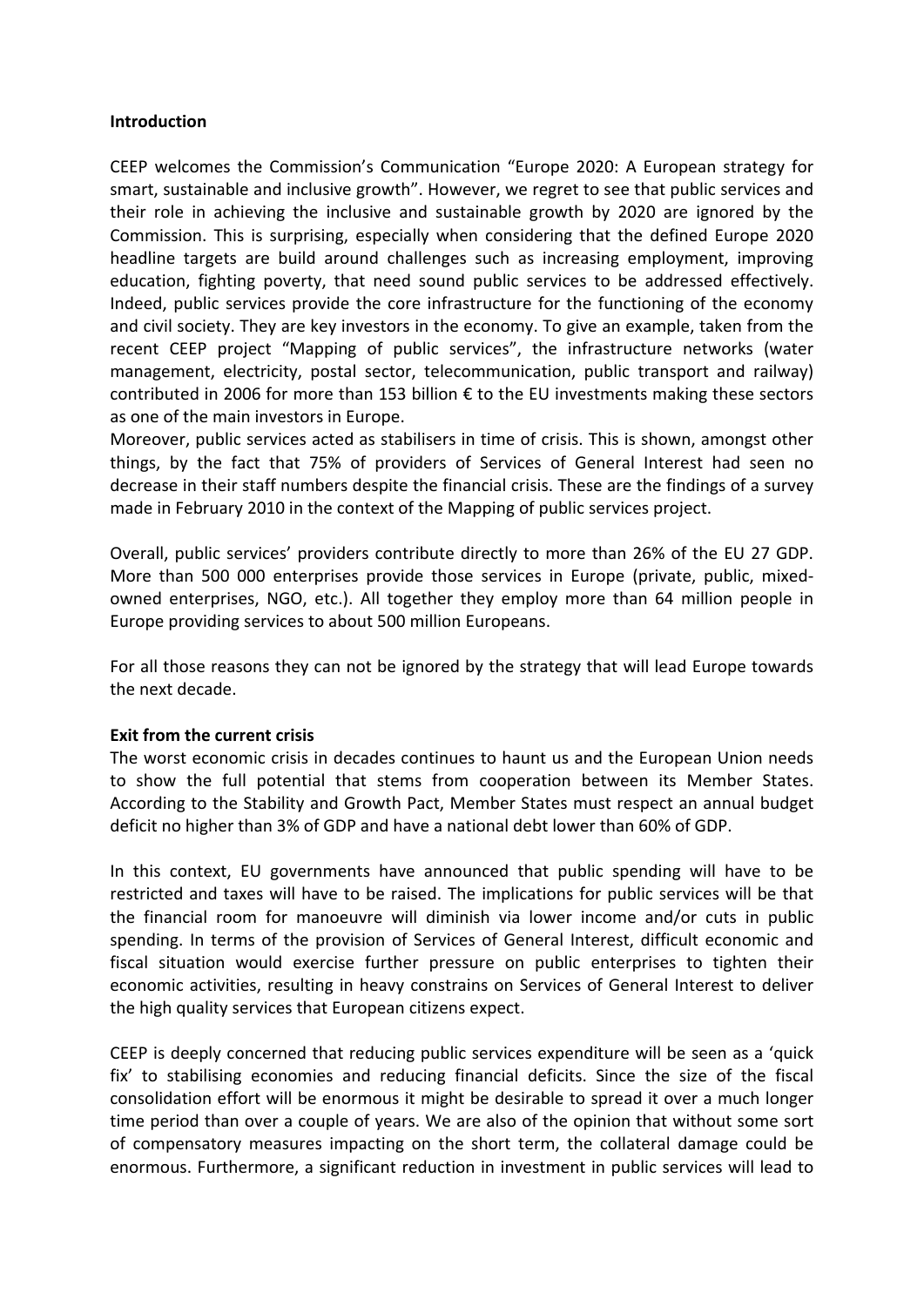**Introduction**

CEEP welcomes the Commission's Communication "Europe 2020: A European strategy for smart, sustainable and inclusive growth". However, we regret to see that public services and their role in achieving the inclusive and sustainable growth by 2020 are ignored by the Commission. This is surprising, especially when considering that the defined Europe 2020 headline targets are build around challenges such as increasing employment, improving education, fighting poverty, that need sound public services to be addressed effectively. Indeed, public services provide the core infrastructure for the functioning of the economy and civil society. They are key investors in the economy. To give an example, taken from the recent CEEP project "Mapping of public services", the infrastructure networks (water management, electricity, postal sector, telecommunication, public transport and railway) contributed in 2006 for more than 153 billion € to the EU investments making these sectors as one of the main investors in Europe.
Moreover, public services acted as stabilisers in time of crisis. This is shown, amongst other things, by the fact that 75% of providers of Services of General Interest had seen no decrease in their staff numbers despite the financial crisis. These are the findings of a survey made in February 2010 in the context of the Mapping of public services project.

Overall, public services' providers contribute directly to more than 26% of the EU 27 GDP. More than 500 000 enterprises provide those services in Europe (private, public, mixed-owned enterprises, NGO, etc.). All together they employ more than 64 million people in Europe providing services to about 500 million Europeans.

For all those reasons they can not be ignored by the strategy that will lead Europe towards the next decade.

**Exit from the current crisis**

The worst economic crisis in decades continues to haunt us and the European Union needs to show the full potential that stems from cooperation between its Member States. According to the Stability and Growth Pact, Member States must respect an annual budget deficit no higher than 3% of GDP and have a national debt lower than 60% of GDP.

In this context, EU governments have announced that public spending will have to be restricted and taxes will have to be raised. The implications for public services will be that the financial room for manoeuvre will diminish via lower income and/or cuts in public spending. In terms of the provision of Services of General Interest, difficult economic and fiscal situation would exercise further pressure on public enterprises to tighten their economic activities, resulting in heavy constrains on Services of General Interest to deliver the high quality services that European citizens expect.

CEEP is deeply concerned that reducing public services expenditure will be seen as a 'quick fix' to stabilising economies and reducing financial deficits. Since the size of the fiscal consolidation effort will be enormous it might be desirable to spread it over a much longer time period than over a couple of years. We are also of the opinion that without some sort of compensatory measures impacting on the short term, the collateral damage could be enormous. Furthermore, a significant reduction in investment in public services will lead to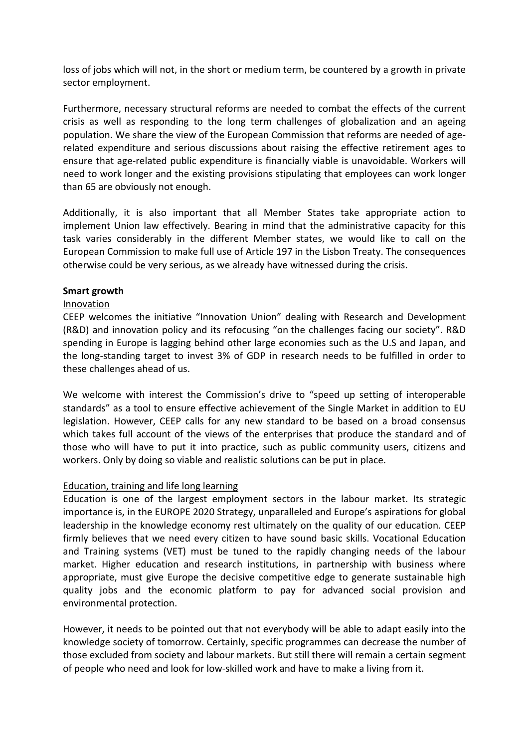loss of jobs which will not, in the short or medium term, be countered by a growth in private sector employment.

Furthermore, necessary structural reforms are needed to combat the effects of the current crisis as well as responding to the long term challenges of globalization and an ageing population. We share the view of the European Commission that reforms are needed of age-related expenditure and serious discussions about raising the effective retirement ages to ensure that age-related public expenditure is financially viable is unavoidable. Workers will need to work longer and the existing provisions stipulating that employees can work longer than 65 are obviously not enough.

Additionally, it is also important that all Member States take appropriate action to implement Union law effectively. Bearing in mind that the administrative capacity for this task varies considerably in the different Member states, we would like to call on the European Commission to make full use of Article 197 in the Lisbon Treaty. The consequences otherwise could be very serious, as we already have witnessed during the crisis.

**Smart growth**

Innovation

CEEP welcomes the initiative "Innovation Union" dealing with Research and Development (R&D) and innovation policy and its refocusing "on the challenges facing our society". R&D spending in Europe is lagging behind other large economies such as the U.S and Japan, and the long-standing target to invest 3% of GDP in research needs to be fulfilled in order to these challenges ahead of us.

We welcome with interest the Commission's drive to "speed up setting of interoperable standards" as a tool to ensure effective achievement of the Single Market in addition to EU legislation. However, CEEP calls for any new standard to be based on a broad consensus which takes full account of the views of the enterprises that produce the standard and of those who will have to put it into practice, such as public community users, citizens and workers. Only by doing so viable and realistic solutions can be put in place.

Education, training and life long learning

Education is one of the largest employment sectors in the labour market. Its strategic importance is, in the EUROPE 2020 Strategy, unparalleled and Europe's aspirations for global leadership in the knowledge economy rest ultimately on the quality of our education. CEEP firmly believes that we need every citizen to have sound basic skills. Vocational Education and Training systems (VET) must be tuned to the rapidly changing needs of the labour market. Higher education and research institutions, in partnership with business where appropriate, must give Europe the decisive competitive edge to generate sustainable high quality jobs and the economic platform to pay for advanced social provision and environmental protection.

However, it needs to be pointed out that not everybody will be able to adapt easily into the knowledge society of tomorrow. Certainly, specific programmes can decrease the number of those excluded from society and labour markets. But still there will remain a certain segment of people who need and look for low-skilled work and have to make a living from it.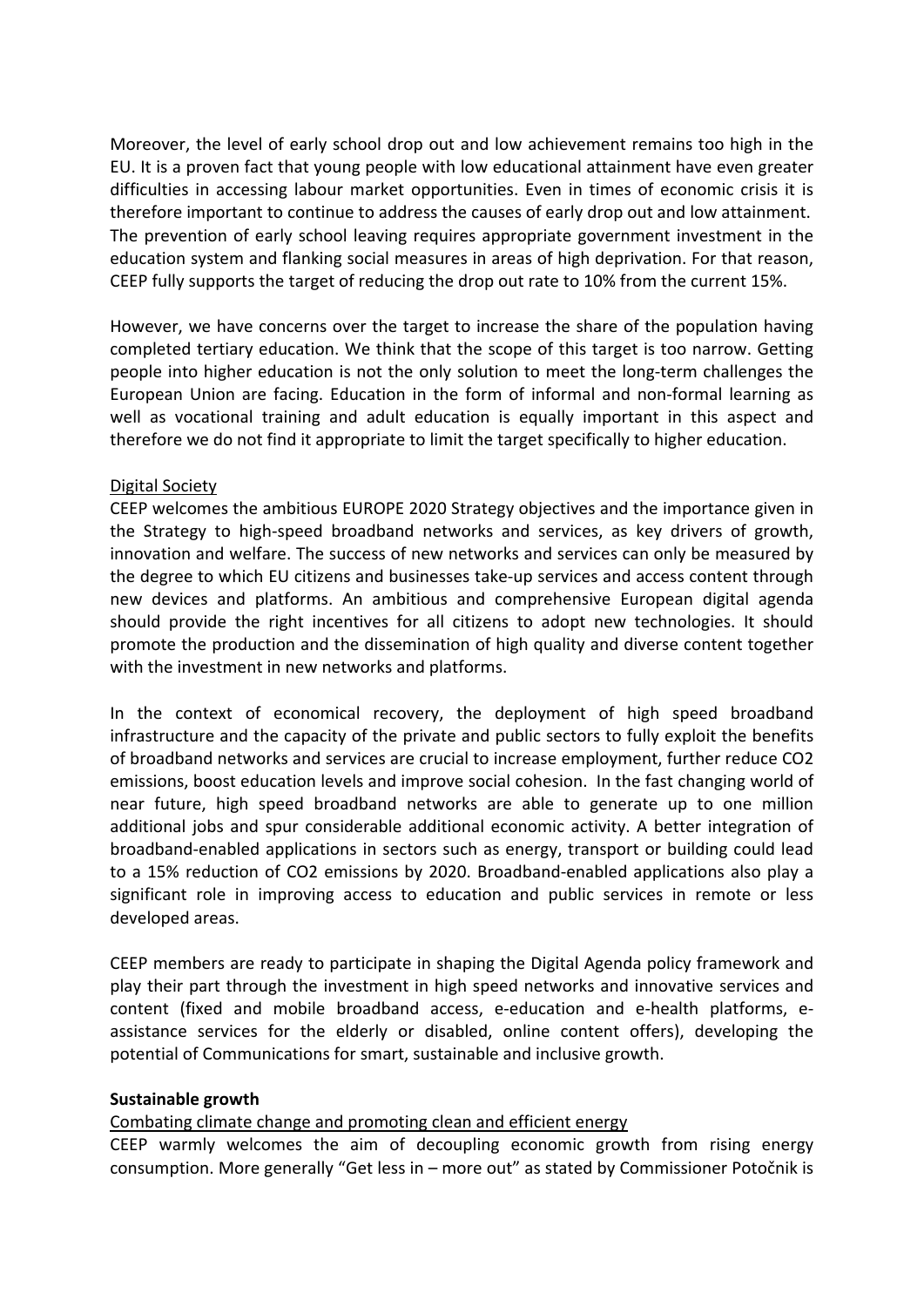Moreover, the level of early school drop out and low achievement remains too high in the EU. It is a proven fact that young people with low educational attainment have even greater difficulties in accessing labour market opportunities. Even in times of economic crisis it is therefore important to continue to address the causes of early drop out and low attainment. The prevention of early school leaving requires appropriate government investment in the education system and flanking social measures in areas of high deprivation. For that reason, CEEP fully supports the target of reducing the drop out rate to 10% from the current 15%.

However, we have concerns over the target to increase the share of the population having completed tertiary education. We think that the scope of this target is too narrow. Getting people into higher education is not the only solution to meet the long-term challenges the European Union are facing. Education in the form of informal and non-formal learning as well as vocational training and adult education is equally important in this aspect and therefore we do not find it appropriate to limit the target specifically to higher education.

Digital Society

CEEP welcomes the ambitious EUROPE 2020 Strategy objectives and the importance given in the Strategy to high-speed broadband networks and services, as key drivers of growth, innovation and welfare. The success of new networks and services can only be measured by the degree to which EU citizens and businesses take-up services and access content through new devices and platforms. An ambitious and comprehensive European digital agenda should provide the right incentives for all citizens to adopt new technologies. It should promote the production and the dissemination of high quality and diverse content together with the investment in new networks and platforms.

In the context of economical recovery, the deployment of high speed broadband infrastructure and the capacity of the private and public sectors to fully exploit the benefits of broadband networks and services are crucial to increase employment, further reduce $CO_2$ emissions, boost education levels and improve social cohesion. In the fast changing world of near future, high speed broadband networks are able to generate up to one million additional jobs and spur considerable additional economic activity. A better integration of broadband-enabled applications in sectors such as energy, transport or building could lead to a 15% reduction of $CO_2$ emissions by 2020. Broadband-enabled applications also play a significant role in improving access to education and public services in remote or less developed areas.

CEEP members are ready to participate in shaping the Digital Agenda policy framework and play their part through the investment in high speed networks and innovative services and content (fixed and mobile broadband access, e-education and e-health platforms, e-assistance services for the elderly or disabled, online content offers), developing the potential of Communications for smart, sustainable and inclusive growth.

**Sustainable growth**

Combating climate change and promoting clean and efficient energy

CEEP warmly welcomes the aim of decoupling economic growth from rising energy consumption. More generally "Get less in – more out" as stated by Commissioner Potočnik is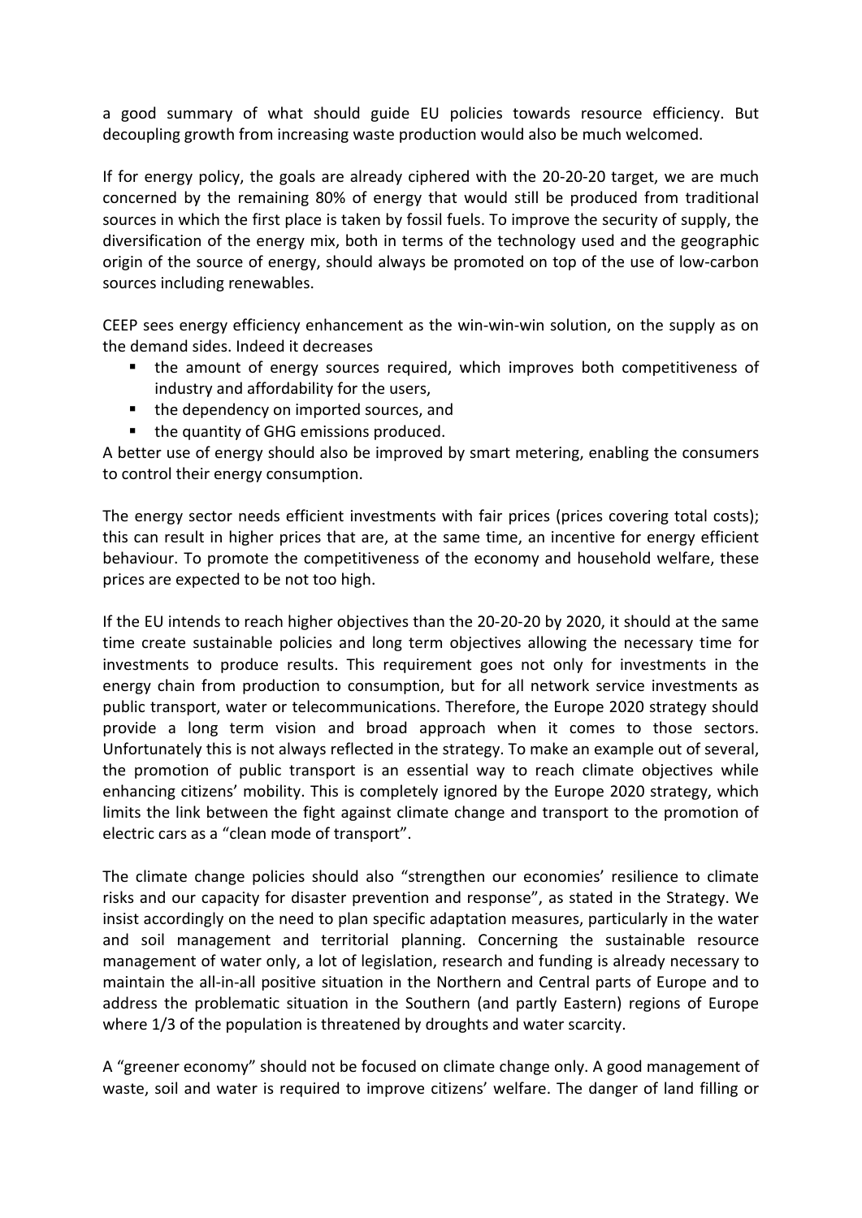a good summary of what should guide EU policies towards resource efficiency. But decoupling growth from increasing waste production would also be much welcomed.

If for energy policy, the goals are already ciphered with the 20-20-20 target, we are much concerned by the remaining 80% of energy that would still be produced from traditional sources in which the first place is taken by fossil fuels. To improve the security of supply, the diversification of the energy mix, both in terms of the technology used and the geographic origin of the source of energy, should always be promoted on top of the use of low-carbon sources including renewables.

CEEP sees energy efficiency enhancement as the win-win-win solution, on the supply as on the demand sides. Indeed it decreases

- the amount of energy sources required, which improves both competitiveness of industry and affordability for the users,
- the dependency on imported sources, and
- the quantity of GHG emissions produced.

A better use of energy should also be improved by smart metering, enabling the consumers to control their energy consumption.

The energy sector needs efficient investments with fair prices (prices covering total costs); this can result in higher prices that are, at the same time, an incentive for energy efficient behaviour. To promote the competitiveness of the economy and household welfare, these prices are expected to be not too high.

If the EU intends to reach higher objectives than the 20-20-20 by 2020, it should at the same time create sustainable policies and long term objectives allowing the necessary time for investments to produce results. This requirement goes not only for investments in the energy chain from production to consumption, but for all network service investments as public transport, water or telecommunications. Therefore, the Europe 2020 strategy should provide a long term vision and broad approach when it comes to those sectors. Unfortunately this is not always reflected in the strategy. To make an example out of several, the promotion of public transport is an essential way to reach climate objectives while enhancing citizens' mobility. This is completely ignored by the Europe 2020 strategy, which limits the link between the fight against climate change and transport to the promotion of electric cars as a "clean mode of transport".

The climate change policies should also "strengthen our economies' resilience to climate risks and our capacity for disaster prevention and response", as stated in the Strategy. We insist accordingly on the need to plan specific adaptation measures, particularly in the water and soil management and territorial planning. Concerning the sustainable resource management of water only, a lot of legislation, research and funding is already necessary to maintain the all-in-all positive situation in the Northern and Central parts of Europe and to address the problematic situation in the Southern (and partly Eastern) regions of Europe where 1/3 of the population is threatened by droughts and water scarcity.

A "greener economy" should not be focused on climate change only. A good management of waste, soil and water is required to improve citizens' welfare. The danger of land filling or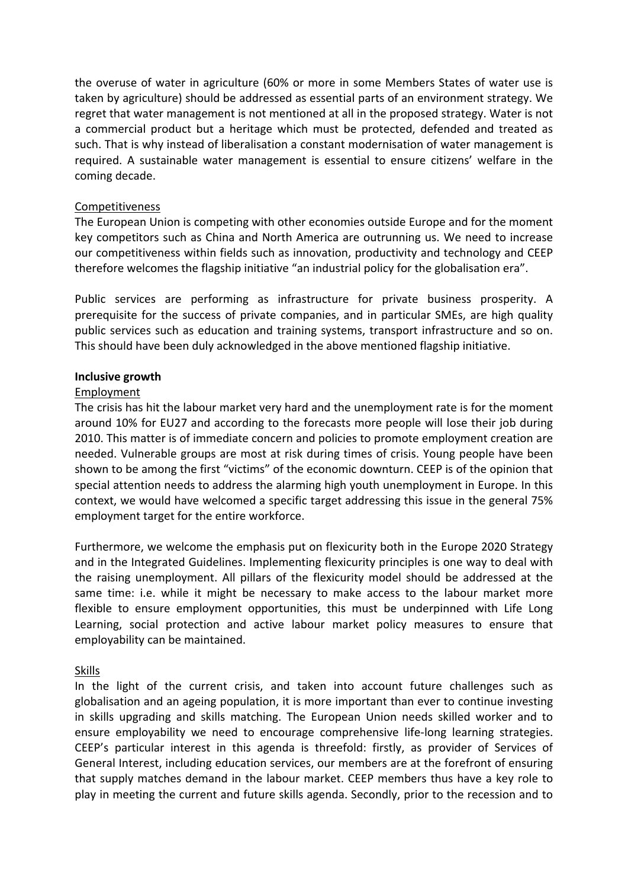the overuse of water in agriculture (60% or more in some Members States of water use is taken by agriculture) should be addressed as essential parts of an environment strategy. We regret that water management is not mentioned at all in the proposed strategy. Water is not a commercial product but a heritage which must be protected, defended and treated as such. That is why instead of liberalisation a constant modernisation of water management is required. A sustainable water management is essential to ensure citizens' welfare in the coming decade.

<u>Competitiveness</u>

The European Union is competing with other economies outside Europe and for the moment key competitors such as China and North America are outrunning us. We need to increase our competitiveness within fields such as innovation, productivity and technology and CEEP therefore welcomes the flagship initiative "an industrial policy for the globalisation era".

Public services are performing as infrastructure for private business prosperity. A prerequisite for the success of private companies, and in particular SMEs, are high quality public services such as education and training systems, transport infrastructure and so on. This should have been duly acknowledged in the above mentioned flagship initiative.

**Inclusive growth**

<u>Employment</u>

The crisis has hit the labour market very hard and the unemployment rate is for the moment around 10% for EU27 and according to the forecasts more people will lose their job during 2010. This matter is of immediate concern and policies to promote employment creation are needed. Vulnerable groups are most at risk during times of crisis. Young people have been shown to be among the first "victims" of the economic downturn. CEEP is of the opinion that special attention needs to address the alarming high youth unemployment in Europe. In this context, we would have welcomed a specific target addressing this issue in the general 75% employment target for the entire workforce.

Furthermore, we welcome the emphasis put on flexicurity both in the Europe 2020 Strategy and in the Integrated Guidelines. Implementing flexicurity principles is one way to deal with the raising unemployment. All pillars of the flexicurity model should be addressed at the same time: i.e. while it might be necessary to make access to the labour market more flexible to ensure employment opportunities, this must be underpinned with Life Long Learning, social protection and active labour market policy measures to ensure that employability can be maintained.

<u>Skills</u>

In the light of the current crisis, and taken into account future challenges such as globalisation and an ageing population, it is more important than ever to continue investing in skills upgrading and skills matching. The European Union needs skilled worker and to ensure employability we need to encourage comprehensive life-long learning strategies. CEEP's particular interest in this agenda is threefold: firstly, as provider of Services of General Interest, including education services, our members are at the forefront of ensuring that supply matches demand in the labour market. CEEP members thus have a key role to play in meeting the current and future skills agenda. Secondly, prior to the recession and to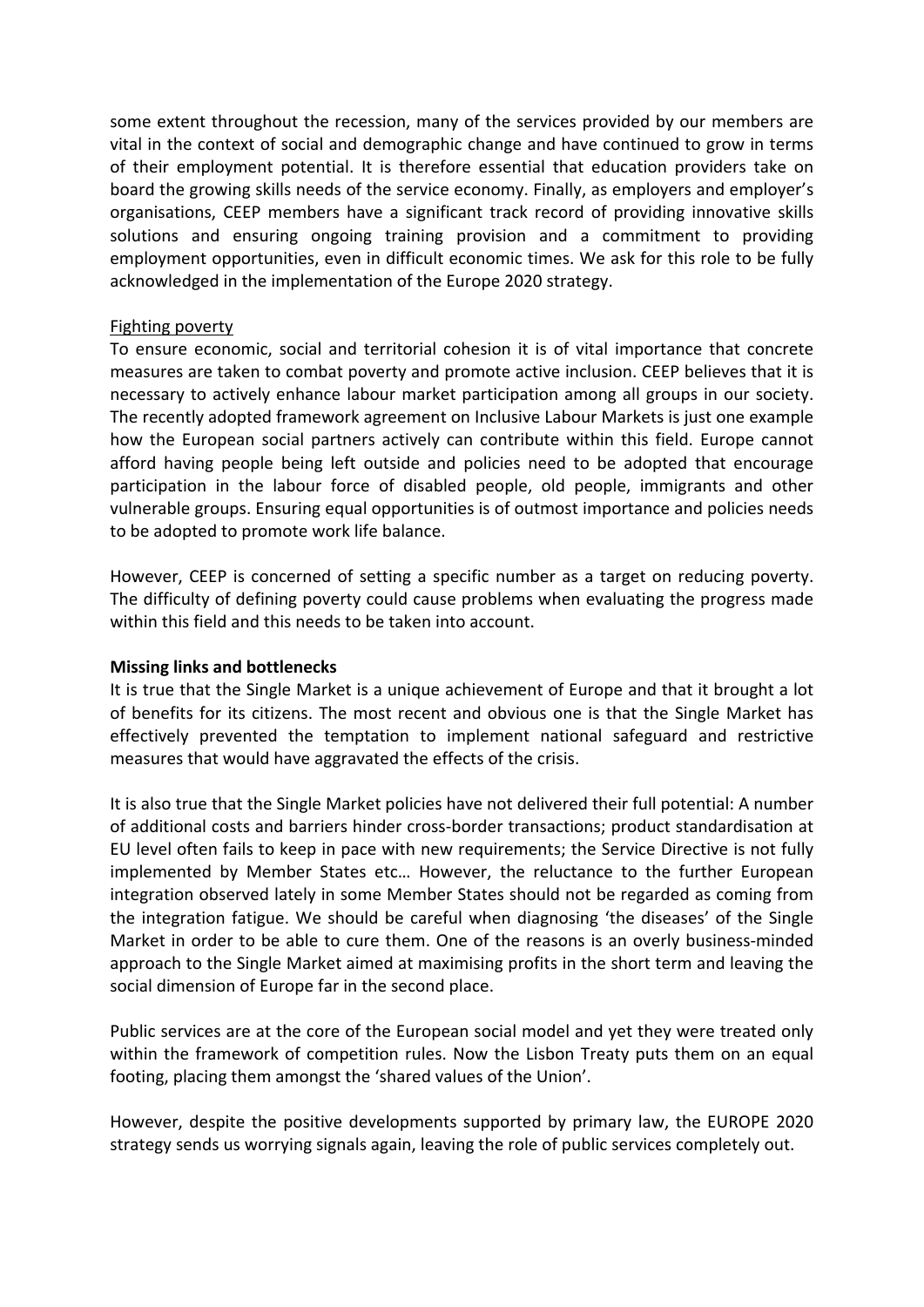some extent throughout the recession, many of the services provided by our members are vital in the context of social and demographic change and have continued to grow in terms of their employment potential. It is therefore essential that education providers take on board the growing skills needs of the service economy. Finally, as employers and employer's organisations, CEEP members have a significant track record of providing innovative skills solutions and ensuring ongoing training provision and a commitment to providing employment opportunities, even in difficult economic times. We ask for this role to be fully acknowledged in the implementation of the Europe 2020 strategy.

<u>Fighting poverty</u>

To ensure economic, social and territorial cohesion it is of vital importance that concrete measures are taken to combat poverty and promote active inclusion. CEEP believes that it is necessary to actively enhance labour market participation among all groups in our society. The recently adopted framework agreement on Inclusive Labour Markets is just one example how the European social partners actively can contribute within this field. Europe cannot afford having people being left outside and policies need to be adopted that encourage participation in the labour force of disabled people, old people, immigrants and other vulnerable groups. Ensuring equal opportunities is of outmost importance and policies needs to be adopted to promote work life balance.

However, CEEP is concerned of setting a specific number as a target on reducing poverty. The difficulty of defining poverty could cause problems when evaluating the progress made within this field and this needs to be taken into account.

**Missing links and bottlenecks**

It is true that the Single Market is a unique achievement of Europe and that it brought a lot of benefits for its citizens. The most recent and obvious one is that the Single Market has effectively prevented the temptation to implement national safeguard and restrictive measures that would have aggravated the effects of the crisis.

It is also true that the Single Market policies have not delivered their full potential: A number of additional costs and barriers hinder cross-border transactions; product standardisation at EU level often fails to keep in pace with new requirements; the Service Directive is not fully implemented by Member States etc… However, the reluctance to the further European integration observed lately in some Member States should not be regarded as coming from the integration fatigue. We should be careful when diagnosing 'the diseases' of the Single Market in order to be able to cure them. One of the reasons is an overly business-minded approach to the Single Market aimed at maximising profits in the short term and leaving the social dimension of Europe far in the second place.

Public services are at the core of the European social model and yet they were treated only within the framework of competition rules. Now the Lisbon Treaty puts them on an equal footing, placing them amongst the 'shared values of the Union'.

However, despite the positive developments supported by primary law, the EUROPE 2020 strategy sends us worrying signals again, leaving the role of public services completely out.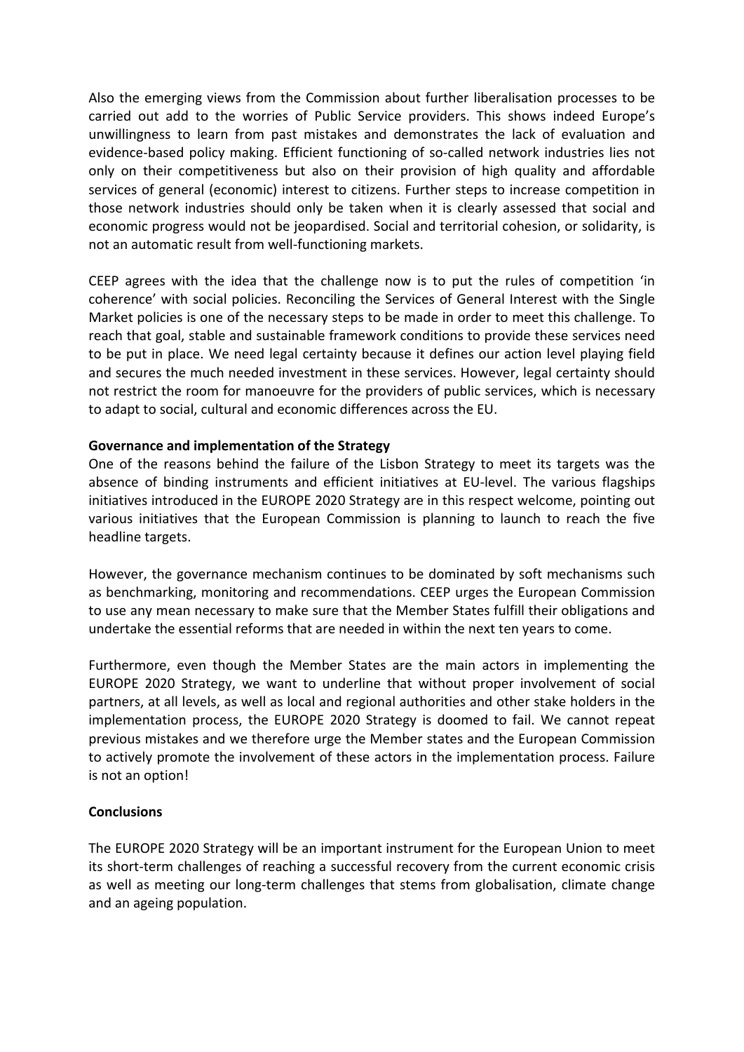Also the emerging views from the Commission about further liberalisation processes to be carried out add to the worries of Public Service providers. This shows indeed Europe's unwillingness to learn from past mistakes and demonstrates the lack of evaluation and evidence-based policy making. Efficient functioning of so-called network industries lies not only on their competitiveness but also on their provision of high quality and affordable services of general (economic) interest to citizens. Further steps to increase competition in those network industries should only be taken when it is clearly assessed that social and economic progress would not be jeopardised. Social and territorial cohesion, or solidarity, is not an automatic result from well-functioning markets.

CEEP agrees with the idea that the challenge now is to put the rules of competition 'in coherence' with social policies. Reconciling the Services of General Interest with the Single Market policies is one of the necessary steps to be made in order to meet this challenge. To reach that goal, stable and sustainable framework conditions to provide these services need to be put in place. We need legal certainty because it defines our action level playing field and secures the much needed investment in these services. However, legal certainty should not restrict the room for manoeuvre for the providers of public services, which is necessary to adapt to social, cultural and economic differences across the EU.

**Governance and implementation of the Strategy**

One of the reasons behind the failure of the Lisbon Strategy to meet its targets was the absence of binding instruments and efficient initiatives at EU-level. The various flagships initiatives introduced in the EUROPE 2020 Strategy are in this respect welcome, pointing out various initiatives that the European Commission is planning to launch to reach the five headline targets.

However, the governance mechanism continues to be dominated by soft mechanisms such as benchmarking, monitoring and recommendations. CEEP urges the European Commission to use any mean necessary to make sure that the Member States fulfill their obligations and undertake the essential reforms that are needed in within the next ten years to come.

Furthermore, even though the Member States are the main actors in implementing the EUROPE 2020 Strategy, we want to underline that without proper involvement of social partners, at all levels, as well as local and regional authorities and other stake holders in the implementation process, the EUROPE 2020 Strategy is doomed to fail. We cannot repeat previous mistakes and we therefore urge the Member states and the European Commission to actively promote the involvement of these actors in the implementation process. Failure is not an option!

**Conclusions**

The EUROPE 2020 Strategy will be an important instrument for the European Union to meet its short-term challenges of reaching a successful recovery from the current economic crisis as well as meeting our long-term challenges that stems from globalisation, climate change and an ageing population.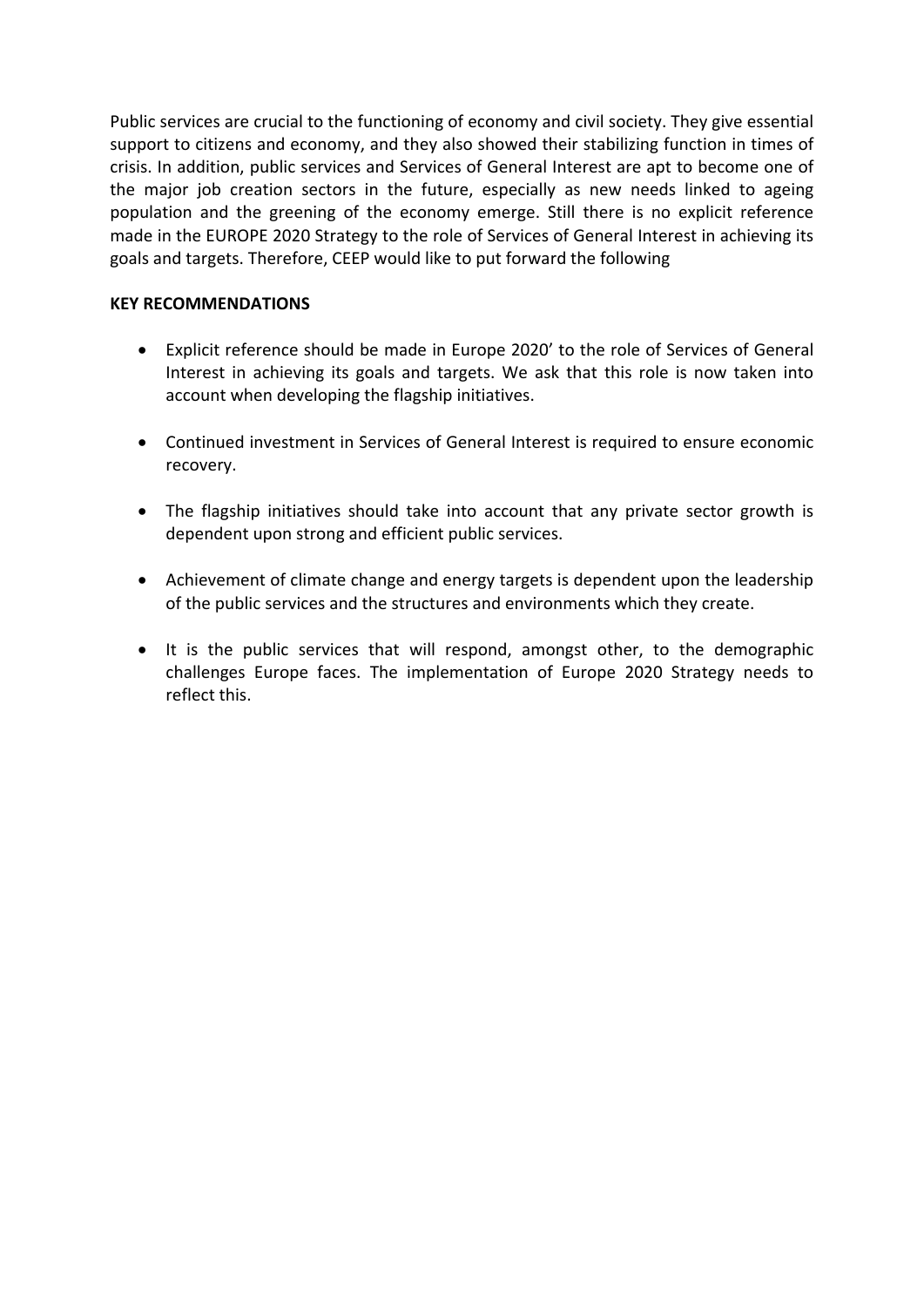Public services are crucial to the functioning of economy and civil society. They give essential support to citizens and economy, and they also showed their stabilizing function in times of crisis. In addition, public services and Services of General Interest are apt to become one of the major job creation sectors in the future, especially as new needs linked to ageing population and the greening of the economy emerge. Still there is no explicit reference made in the EUROPE 2020 Strategy to the role of Services of General Interest in achieving its goals and targets. Therefore, CEEP would like to put forward the following

**KEY RECOMMENDATIONS**

- Explicit reference should be made in Europe 2020' to the role of Services of General Interest in achieving its goals and targets. We ask that this role is now taken into account when developing the flagship initiatives.
- Continued investment in Services of General Interest is required to ensure economic recovery.
- The flagship initiatives should take into account that any private sector growth is dependent upon strong and efficient public services.
- Achievement of climate change and energy targets is dependent upon the leadership of the public services and the structures and environments which they create.
- It is the public services that will respond, amongst other, to the demographic challenges Europe faces. The implementation of Europe 2020 Strategy needs to reflect this.